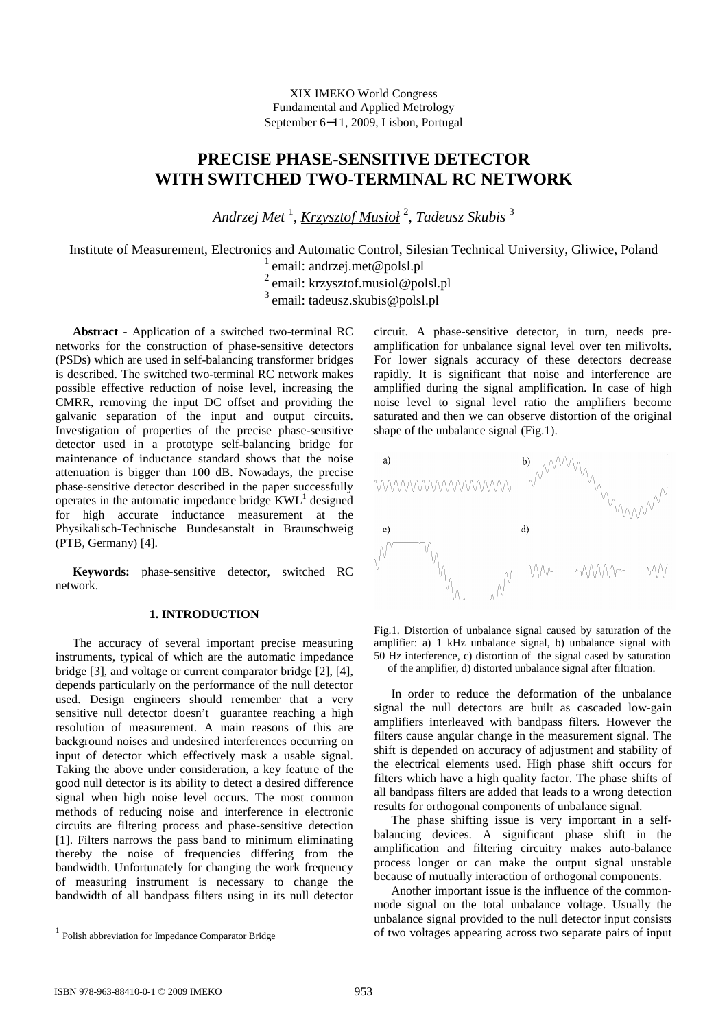XIX IMEKO World Congress
Fundamental and Applied Metrology
September 6−11, 2009, Lisbon, Portugal

# PRECISE PHASE-SENSITIVE DETECTOR WITH SWITCHED TWO-TERMINAL RC NETWORK

*Andrzej Met* [1], *Krzysztof Musioł* [2], *Tadeusz Skubis* [3]

Institute of Measurement, Electronics and Automatic Control, Silesian Technical University, Gliwice, Poland
[1] email: andrzej.met@polsl.pl
[2] email: krzysztof.musiol@polsl.pl
[3] email: tadeusz.skubis@polsl.pl

**Abstract** - Application of a switched two-terminal RC networks for the construction of phase-sensitive detectors (PSDs) which are used in self-balancing transformer bridges is described. The switched two-terminal RC network makes possible effective reduction of noise level, increasing the CMRR, removing the input DC offset and providing the galvanic separation of the input and output circuits. Investigation of properties of the precise phase-sensitive detector used in a prototype self-balancing bridge for maintenance of inductance standard shows that the noise attenuation is bigger than 100 dB. Nowadays, the precise phase-sensitive detector described in the paper successfully operates in the automatic impedance bridge KWL[1] designed for high accurate inductance measurement at the Physikalisch-Technische Bundesanstalt in Braunschweig (PTB, Germany) [4].

**Keywords:** phase-sensitive detector, switched RC network.

## 1. INTRODUCTION

The accuracy of several important precise measuring instruments, typical of which are the automatic impedance bridge [3], and voltage or current comparator bridge [2], [4], depends particularly on the performance of the null detector used. Design engineers should remember that a very sensitive null detector doesn't guarantee reaching a high resolution of measurement. A main reasons of this are background noises and undesired interferences occurring on input of detector which effectively mask a usable signal. Taking the above under consideration, a key feature of the good null detector is its ability to detect a desired difference signal when high noise level occurs. The most common methods of reducing noise and interference in electronic circuits are filtering process and phase-sensitive detection [1]. Filters narrows the pass band to minimum eliminating thereby the noise of frequencies differing from the bandwidth. Unfortunately for changing the work frequency of measuring instrument is necessary to change the bandwidth of all bandpass filters using in its null detector circuit. A phase-sensitive detector, in turn, needs pre-amplification for unbalance signal level over ten milivolts. For lower signals accuracy of these detectors decrease rapidly. It is significant that noise and interference are amplified during the signal amplification. In case of high noise level to signal level ratio the amplifiers become saturated and then we can observe distortion of the original shape of the unbalance signal (Fig.1).

Fig.1. Distortion of unbalance signal caused by saturation of the amplifier: a) 1 kHz unbalance signal, b) unbalance signal with 50 Hz interference, c) distortion of the signal cased by saturation of the amplifier, d) distorted unbalance signal after filtration.

In order to reduce the deformation of the unbalance signal the null detectors are built as cascaded low-gain amplifiers interleaved with bandpass filters. However the filters cause angular change in the measurement signal. The shift is depended on accuracy of adjustment and stability of the electrical elements used. High phase shift occurs for filters which have a high quality factor. The phase shifts of all bandpass filters are added that leads to a wrong detection results for orthogonal components of unbalance signal.

The phase shifting issue is very important in a self-balancing devices. A significant phase shift in the amplification and filtering circuitry makes auto-balance process longer or can make the output signal unstable because of mutually interaction of orthogonal components.

Another important issue is the influence of the common-mode signal on the total unbalance voltage. Usually the unbalance signal provided to the null detector input consists of two voltages appearing across two separate pairs of input

[1] Polish abbreviation for Impedance Comparator Bridge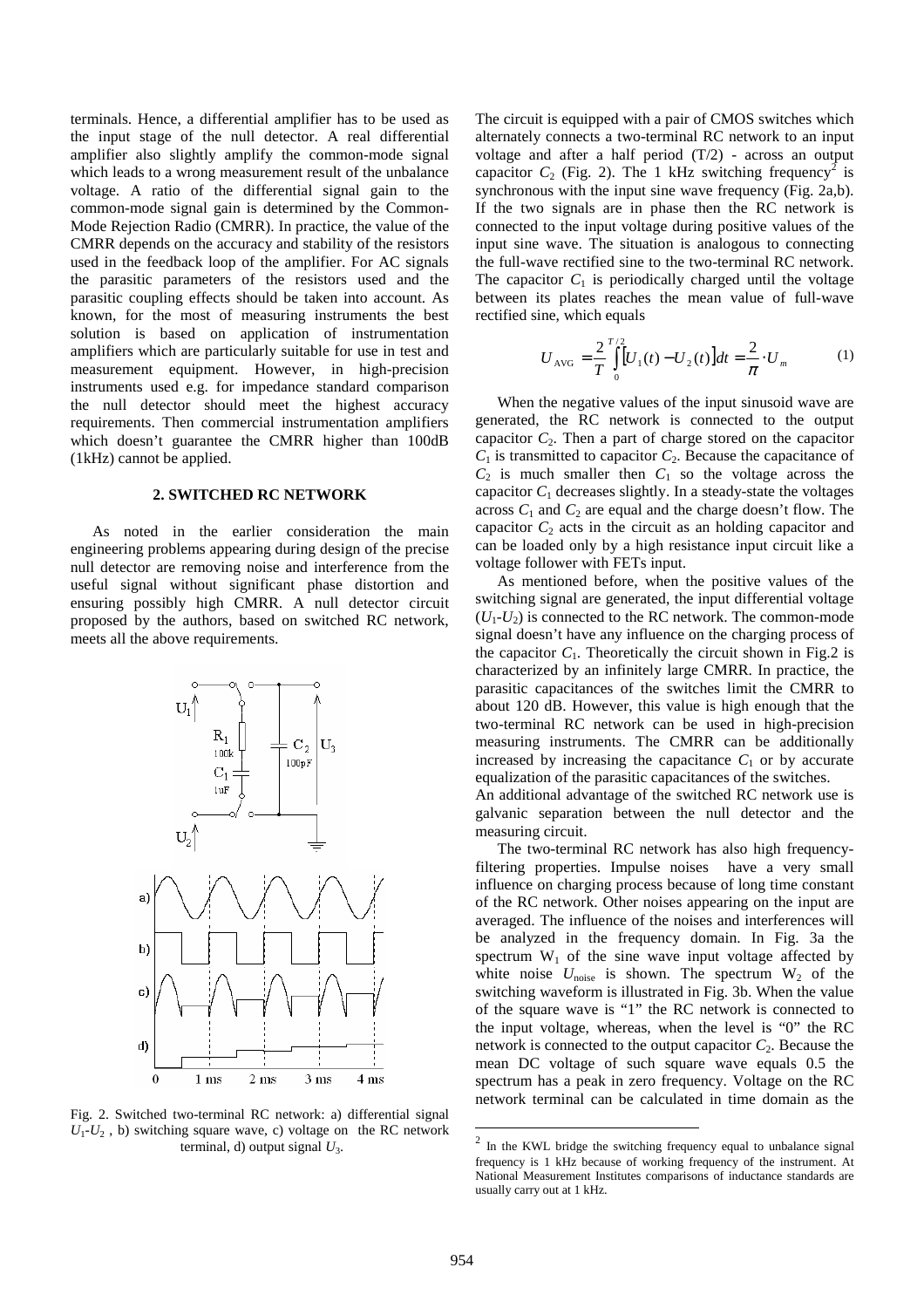terminals. Hence, a differential amplifier has to be used as the input stage of the null detector. A real differential amplifier also slightly amplify the common-mode signal which leads to a wrong measurement result of the unbalance voltage. A ratio of the differential signal gain to the common-mode signal gain is determined by the Common-Mode Rejection Radio (CMRR). In practice, the value of the CMRR depends on the accuracy and stability of the resistors used in the feedback loop of the amplifier. For AC signals the parasitic parameters of the resistors used and the parasitic coupling effects should be taken into account. As known, for the most of measuring instruments the best solution is based on application of instrumentation amplifiers which are particularly suitable for use in test and measurement equipment. However, in high-precision instruments used e.g. for impedance standard comparison the null detector should meet the highest accuracy requirements. Then commercial instrumentation amplifiers which doesn't guarantee the CMRR higher than 100dB (1kHz) cannot be applied.

## 2. SWITCHED RC NETWORK

As noted in the earlier consideration the main engineering problems appearing during design of the precise null detector are removing noise and interference from the useful signal without significant phase distortion and ensuring possibly high CMRR. A null detector circuit proposed by the authors, based on switched RC network, meets all the above requirements.

Fig. 2. Switched two-terminal RC network: a) differential signal $U_1$-$U_2$ , b) switching square wave, c) voltage on the RC network terminal, d) output signal $U_3$.

The circuit is equipped with a pair of CMOS switches which alternately connects a two-terminal RC network to an input voltage and after a half period (T/2) - across an output capacitor $C_2$ (Fig. 2). The 1 kHz switching frequency[2] is synchronous with the input sine wave frequency (Fig. 2a,b). If the two signals are in phase then the RC network is connected to the input voltage during positive values of the input sine wave. The situation is analogous to connecting the full-wave rectified sine to the two-terminal RC network. The capacitor $C_1$ is periodically charged until the voltage between its plates reaches the mean value of full-wave rectified sine, which equals

$$U_{\text{AVG}} = \frac{2}{T}\int_{0}^{T/2}\left[U_1(t) - U_2(t)\right]dt = \frac{2}{\pi}\cdot U_m \tag{1}$$

When the negative values of the input sinusoid wave are generated, the RC network is connected to the output capacitor $C_2$. Then a part of charge stored on the capacitor $C_1$ is transmitted to capacitor $C_2$. Because the capacitance of $C_2$ is much smaller then $C_1$ so the voltage across the capacitor $C_1$ decreases slightly. In a steady-state the voltages across $C_1$ and $C_2$ are equal and the charge doesn't flow. The capacitor $C_2$ acts in the circuit as an holding capacitor and can be loaded only by a high resistance input circuit like a voltage follower with FETs input.

As mentioned before, when the positive values of the switching signal are generated, the input differential voltage ($U_1$-$U_2$) is connected to the RC network. The common-mode signal doesn't have any influence on the charging process of the capacitor $C_1$. Theoretically the circuit shown in Fig.2 is characterized by an infinitely large CMRR. In practice, the parasitic capacitances of the switches limit the CMRR to about 120 dB. However, this value is high enough that the two-terminal RC network can be used in high-precision measuring instruments. The CMRR can be additionally increased by increasing the capacitance $C_1$ or by accurate equalization of the parasitic capacitances of the switches.
An additional advantage of the switched RC network use is galvanic separation between the null detector and the measuring circuit.

The two-terminal RC network has also high frequency-filtering properties. Impulse noises have a very small influence on charging process because of long time constant of the RC network. Other noises appearing on the input are averaged. The influence of the noises and interferences will be analyzed in the frequency domain. In Fig. 3a the spectrum $W_1$ of the sine wave input voltage affected by white noise $U_{\text{noise}}$ is shown. The spectrum $W_2$ of the switching waveform is illustrated in Fig. 3b. When the value of the square wave is "1" the RC network is connected to the input voltage, whereas, when the level is "0" the RC network is connected to the output capacitor $C_2$. Because the mean DC voltage of such square wave equals 0.5 the spectrum has a peak in zero frequency. Voltage on the RC network terminal can be calculated in time domain as the

[2] In the KWL bridge the switching frequency equal to unbalance signal frequency is 1 kHz because of working frequency of the instrument. At National Measurement Institutes comparisons of inductance standards are usually carry out at 1 kHz.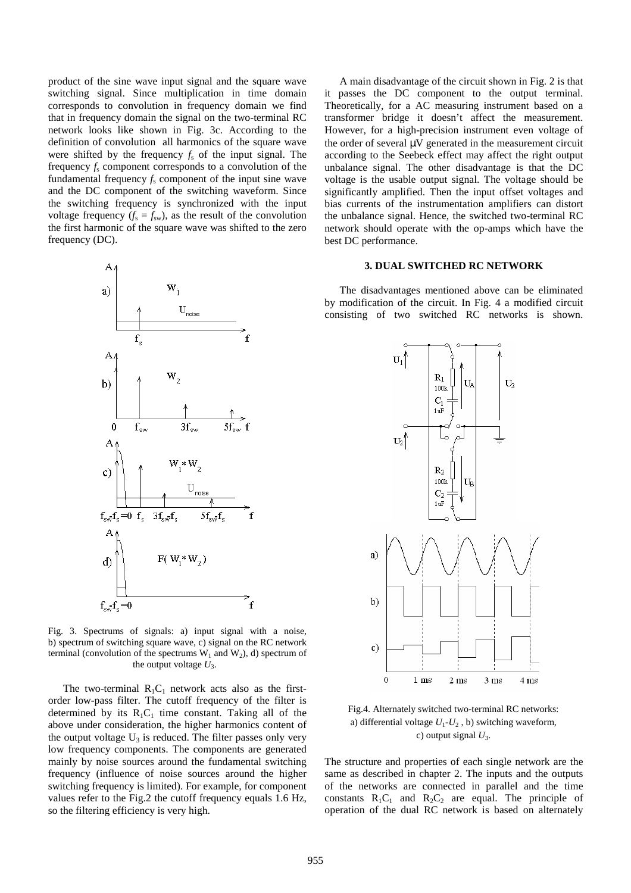product of the sine wave input signal and the square wave switching signal. Since multiplication in time domain corresponds to convolution in frequency domain we find that in frequency domain the signal on the two-terminal RC network looks like shown in Fig. 3c. According to the definition of convolution all harmonics of the square wave were shifted by the frequency $f_s$ of the input signal. The frequency $f_s$ component corresponds to a convolution of the fundamental frequency $f_s$ component of the input sine wave and the DC component of the switching waveform. Since the switching frequency is synchronized with the input voltage frequency ($f_s = f_{sw}$), as the result of the convolution the first harmonic of the square wave was shifted to the zero frequency (DC).

Fig. 3. Spectrums of signals: a) input signal with a noise, b) spectrum of switching square wave, c) signal on the RC network terminal (convolution of the spectrums $W_1$ and $W_2$), d) spectrum of the output voltage $U_3$.

The two-terminal $R_1C_1$ network acts also as the first-order low-pass filter. The cutoff frequency of the filter is determined by its $R_1C_1$ time constant. Taking all of the above under consideration, the higher harmonics content of the output voltage $U_3$ is reduced. The filter passes only very low frequency components. The components are generated mainly by noise sources around the fundamental switching frequency (influence of noise sources around the higher switching frequency is limited). For example, for component values refer to the Fig.2 the cutoff frequency equals 1.6 Hz, so the filtering efficiency is very high.

A main disadvantage of the circuit shown in Fig. 2 is that it passes the DC component to the output terminal. Theoretically, for a AC measuring instrument based on a transformer bridge it doesn't affect the measurement. However, for a high-precision instrument even voltage of the order of several μV generated in the measurement circuit according to the Seebeck effect may affect the right output unbalance signal. The other disadvantage is that the DC voltage is the usable output signal. The voltage should be significantly amplified. Then the input offset voltages and bias currents of the instrumentation amplifiers can distort the unbalance signal. Hence, the switched two-terminal RC network should operate with the op-amps which have the best DC performance.

## 3. DUAL SWITCHED RC NETWORK

The disadvantages mentioned above can be eliminated by modification of the circuit. In Fig. 4 a modified circuit consisting of two switched RC networks is shown.

Fig.4. Alternately switched two-terminal RC networks: a) differential voltage $U_1$-$U_2$ , b) switching waveform, c) output signal $U_3$.

The structure and properties of each single network are the same as described in chapter 2. The inputs and the outputs of the networks are connected in parallel and the time constants $R_1C_1$ and $R_2C_2$ are equal. The principle of operation of the dual RC network is based on alternately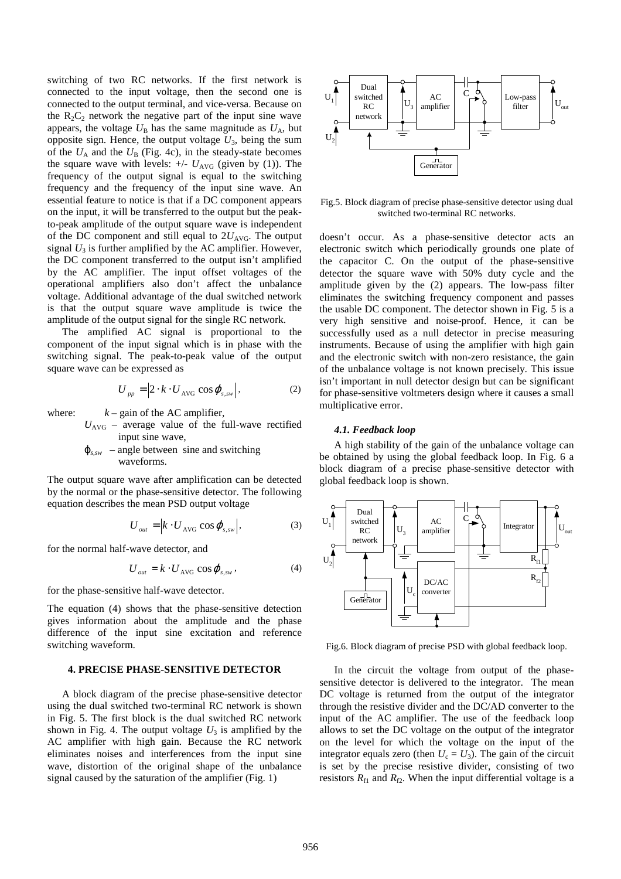switching of two RC networks. If the first network is connected to the input voltage, then the second one is connected to the output terminal, and vice-versa. Because on the $R_2C_2$ network the negative part of the input sine wave appears, the voltage $U_B$ has the same magnitude as $U_A$, but opposite sign. Hence, the output voltage $U_3$, being the sum of the $U_A$ and the $U_B$ (Fig. 4c), in the steady-state becomes the square wave with levels: +/- $U_{AVG}$ (given by (1)). The frequency of the output signal is equal to the switching frequency and the frequency of the input sine wave. An essential feature to notice is that if a DC component appears on the input, it will be transferred to the output but the peak-to-peak amplitude of the output square wave is independent of the DC component and still equal to $2U_{AVG}$. The output signal $U_3$ is further amplified by the AC amplifier. However, the DC component transferred to the output isn't amplified by the AC amplifier. The input offset voltages of the operational amplifiers also don't affect the unbalance voltage. Additional advantage of the dual switched network is that the output square wave amplitude is twice the amplitude of the output signal for the single RC network.

The amplified AC signal is proportional to the component of the input signal which is in phase with the switching signal. The peak-to-peak value of the output square wave can be expressed as

$$U_{pp} = \left|2 \cdot k \cdot U_{\text{AVG}} \cos\varphi_{s,sw}\right|, \tag{2}$$

where: $k$ – gain of the AC amplifier,
$U_{\text{AVG}}$ – average value of the full-wave rectified input sine wave,
$\varphi_{s,sw}$ – angle between sine and switching waveforms.

The output square wave after amplification can be detected by the normal or the phase-sensitive detector. The following equation describes the mean PSD output voltage

$$U_{out} = \left|k \cdot U_{\text{AVG}} \cos\varphi_{s,sw}\right|, \tag{3}$$

for the normal half-wave detector, and

$$U_{out} = k \cdot U_{\text{AVG}} \cos\varphi_{s,sw}, \tag{4}$$

for the phase-sensitive half-wave detector.

The equation (4) shows that the phase-sensitive detection gives information about the amplitude and the phase difference of the input sine excitation and reference switching waveform.

## 4. PRECISE PHASE-SENSITIVE DETECTOR

A block diagram of the precise phase-sensitive detector using the dual switched two-terminal RC network is shown in Fig. 5. The first block is the dual switched RC network shown in Fig. 4. The output voltage $U_3$ is amplified by the AC amplifier with high gain. Because the RC network eliminates noises and interferences from the input sine wave, distortion of the original shape of the unbalance signal caused by the saturation of the amplifier (Fig. 1)

Fig.5. Block diagram of precise phase-sensitive detector using dual switched two-terminal RC networks.

doesn't occur. As a phase-sensitive detector acts an electronic switch which periodically grounds one plate of the capacitor C. On the output of the phase-sensitive detector the square wave with 50% duty cycle and the amplitude given by the (2) appears. The low-pass filter eliminates the switching frequency component and passes the usable DC component. The detector shown in Fig. 5 is a very high sensitive and noise-proof. Hence, it can be successfully used as a null detector in precise measuring instruments. Because of using the amplifier with high gain and the electronic switch with non-zero resistance, the gain of the unbalance voltage is not known precisely. This issue isn't important in null detector design but can be significant for phase-sensitive voltmeters design where it causes a small multiplicative error.

### *4.1. Feedback loop*

A high stability of the gain of the unbalance voltage can be obtained by using the global feedback loop. In Fig. 6 a block diagram of a precise phase-sensitive detector with global feedback loop is shown.

Fig.6. Block diagram of precise PSD with global feedback loop.

In the circuit the voltage from output of the phase-sensitive detector is delivered to the integrator. The mean DC voltage is returned from the output of the integrator through the resistive divider and the DC/AD converter to the input of the AC amplifier. The use of the feedback loop allows to set the DC voltage on the output of the integrator on the level for which the voltage on the input of the integrator equals zero (then $U_c = U_3$). The gain of the circuit is set by the precise resistive divider, consisting of two resistors $R_{f1}$ and $R_{f2}$. When the input differential voltage is a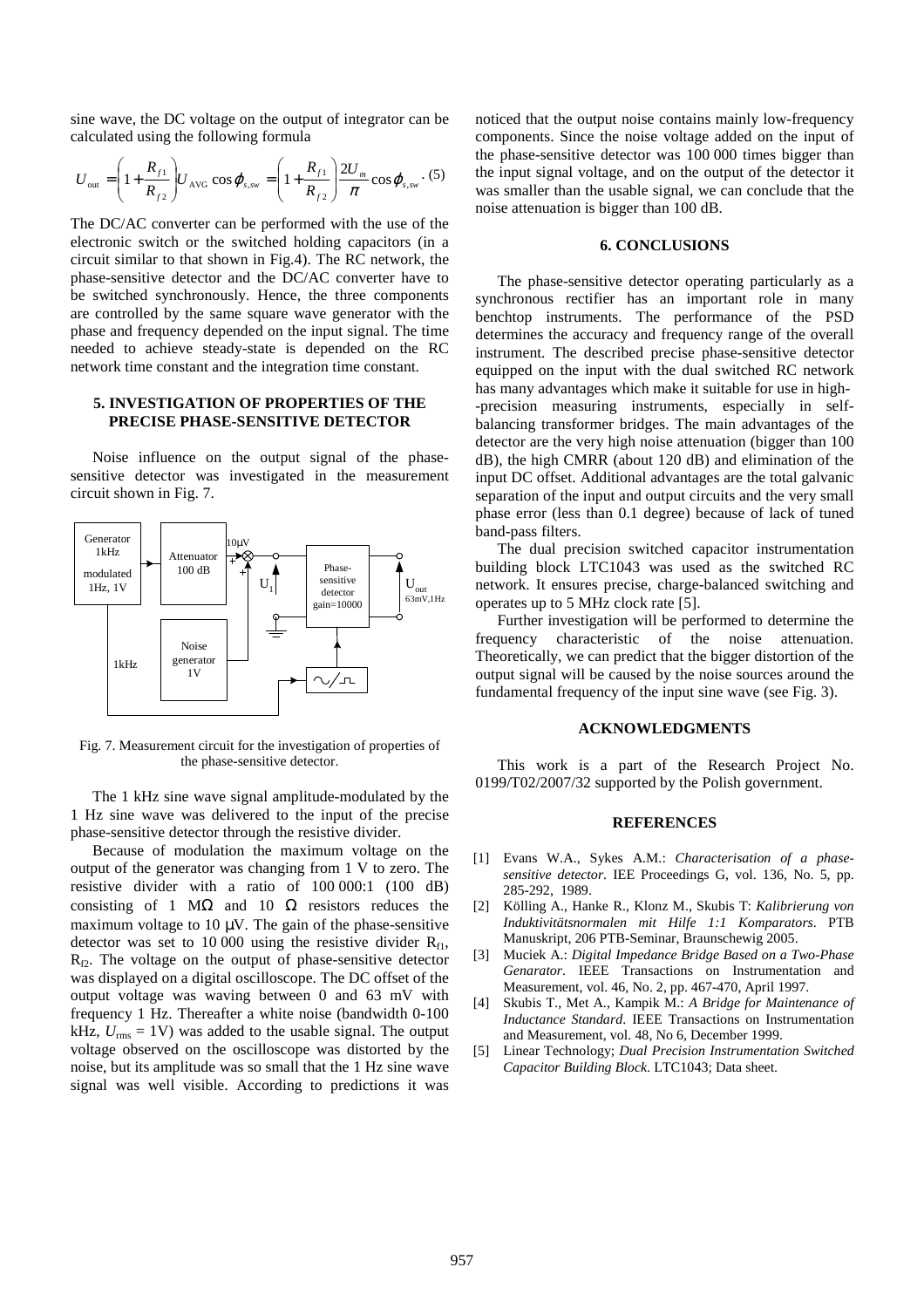sine wave, the DC voltage on the output of integrator can be calculated using the following formula

$$U_{\text{out}} = \left(1 + \frac{R_{f1}}{R_{f2}}\right) U_{\text{AVG}} \cos\varphi_{s,sw} = \left(1 + \frac{R_{f1}}{R_{f2}}\right) \frac{2U_m}{\pi} \cos\varphi_{s,sw} \cdot (5)$$

The DC/AC converter can be performed with the use of the electronic switch or the switched holding capacitors (in a circuit similar to that shown in Fig.4). The RC network, the phase-sensitive detector and the DC/AC converter have to be switched synchronously. Hence, the three components are controlled by the same square wave generator with the phase and frequency depended on the input signal. The time needed to achieve steady-state is depended on the RC network time constant and the integration time constant.

## 5. INVESTIGATION OF PROPERTIES OF THE PRECISE PHASE-SENSITIVE DETECTOR

Noise influence on the output signal of the phase-sensitive detector was investigated in the measurement circuit shown in Fig. 7.

Generator 1kHz modulated 1Hz, 1V

Attenuator 100 dB

10μV

$U_1$

Phase-sensitive detector gain=10000

$U_{out}$ 63mV,1Hz

Noise generator 1V

1kHz

Fig. 7. Measurement circuit for the investigation of properties of the phase-sensitive detector.

The 1 kHz sine wave signal amplitude-modulated by the 1 Hz sine wave was delivered to the input of the precise phase-sensitive detector through the resistive divider.

Because of modulation the maximum voltage on the output of the generator was changing from 1 V to zero. The resistive divider with a ratio of 100 000:1 (100 dB) consisting of 1 MΩ and 10 Ω resistors reduces the maximum voltage to 10 μV. The gain of the phase-sensitive detector was set to 10 000 using the resistive divider $R_{f1}$, $R_{f2}$. The voltage on the output of phase-sensitive detector was displayed on a digital oscilloscope. The DC offset of the output voltage was waving between 0 and 63 mV with frequency 1 Hz. Thereafter a white noise (bandwidth 0-100 kHz, $U_{rms}$ = 1V) was added to the usable signal. The output voltage observed on the oscilloscope was distorted by the noise, but its amplitude was so small that the 1 Hz sine wave signal was well visible. According to predictions it was noticed that the output noise contains mainly low-frequency components. Since the noise voltage added on the input of the phase-sensitive detector was 100 000 times bigger than the input signal voltage, and on the output of the detector it was smaller than the usable signal, we can conclude that the noise attenuation is bigger than 100 dB.

## 6. CONCLUSIONS

The phase-sensitive detector operating particularly as a synchronous rectifier has an important role in many benchtop instruments. The performance of the PSD determines the accuracy and frequency range of the overall instrument. The described precise phase-sensitive detector equipped on the input with the dual switched RC network has many advantages which make it suitable for use in high--precision measuring instruments, especially in self-balancing transformer bridges. The main advantages of the detector are the very high noise attenuation (bigger than 100 dB), the high CMRR (about 120 dB) and elimination of the input DC offset. Additional advantages are the total galvanic separation of the input and output circuits and the very small phase error (less than 0.1 degree) because of lack of tuned band-pass filters.

The dual precision switched capacitor instrumentation building block LTC1043 was used as the switched RC network. It ensures precise, charge-balanced switching and operates up to 5 MHz clock rate [5].

Further investigation will be performed to determine the frequency characteristic of the noise attenuation. Theoretically, we can predict that the bigger distortion of the output signal will be caused by the noise sources around the fundamental frequency of the input sine wave (see Fig. 3).

## ACKNOWLEDGMENTS

This work is a part of the Research Project No. 0199/T02/2007/32 supported by the Polish government.

## REFERENCES

[1] Evans W.A., Sykes A.M.: *Characterisation of a phase-sensitive detector*. IEE Proceedings G, vol. 136, No. 5, pp. 285-292, 1989.

[2] Kölling A., Hanke R., Klonz M., Skubis T: *Kalibrierung von Induktivitätsnormalen mit Hilfe 1:1 Komparators*. PTB Manuskript, 206 PTB-Seminar, Braunschweig 2005.

[3] Muciek A.: *Digital Impedance Bridge Based on a Two-Phase Genarator*. IEEE Transactions on Instrumentation and Measurement, vol. 46, No. 2, pp. 467-470, April 1997.

[4] Skubis T., Met A., Kampik M.: *A Bridge for Maintenance of Inductance Standard*. IEEE Transactions on Instrumentation and Measurement, vol. 48, No 6, December 1999.

[5] Linear Technology; *Dual Precision Instrumentation Switched Capacitor Building Block*. LTC1043; Data sheet.